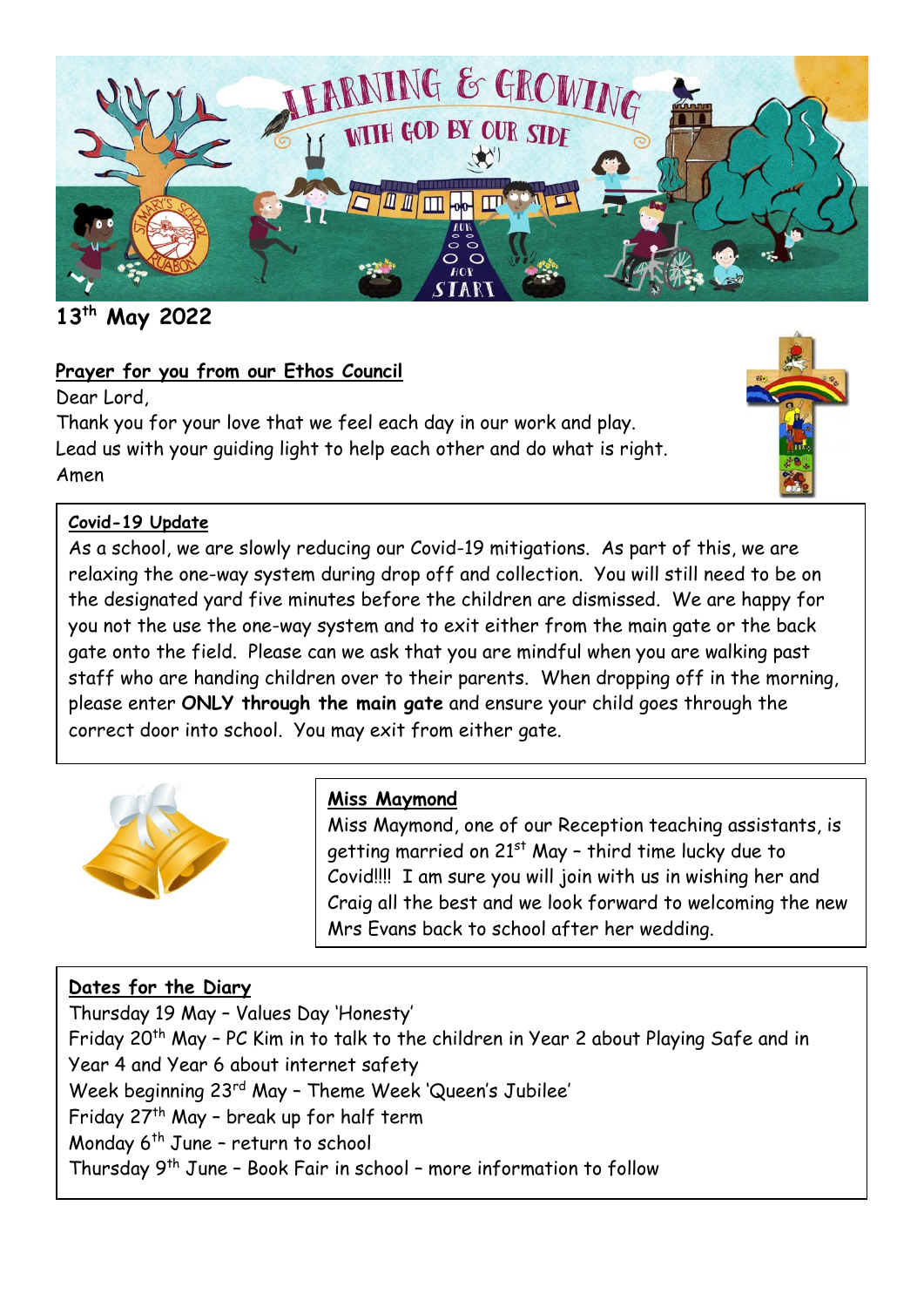13th May 2022

## Prayer for you from our Ethos Council

Dear Lord,
Thank you for your love that we feel each day in our work and play.
Lead us with your guiding light to help each other and do what is right.
Amen

## Covid-19 Update

As a school, we are slowly reducing our Covid-19 mitigations. As part of this, we are relaxing the one-way system during drop off and collection. You will still need to be on the designated yard five minutes before the children are dismissed. We are happy for you not the use the one-way system and to exit either from the main gate or the back gate onto the field. Please can we ask that you are mindful when you are walking past staff who are handing children over to their parents. When dropping off in the morning, please enter **ONLY through the main gate** and ensure your child goes through the correct door into school. You may exit from either gate.

## Miss Maymond

Miss Maymond, one of our Reception teaching assistants, is getting married on 21st May – third time lucky due to Covid!!!! I am sure you will join with us in wishing her and Craig all the best and we look forward to welcoming the new Mrs Evans back to school after her wedding.

## Dates for the Diary

Thursday 19 May – Values Day 'Honesty'
Friday 20th May – PC Kim in to talk to the children in Year 2 about Playing Safe and in Year 4 and Year 6 about internet safety
Week beginning 23rd May – Theme Week 'Queen's Jubilee'
Friday 27th May – break up for half term
Monday 6th June – return to school
Thursday 9th June – Book Fair in school – more information to follow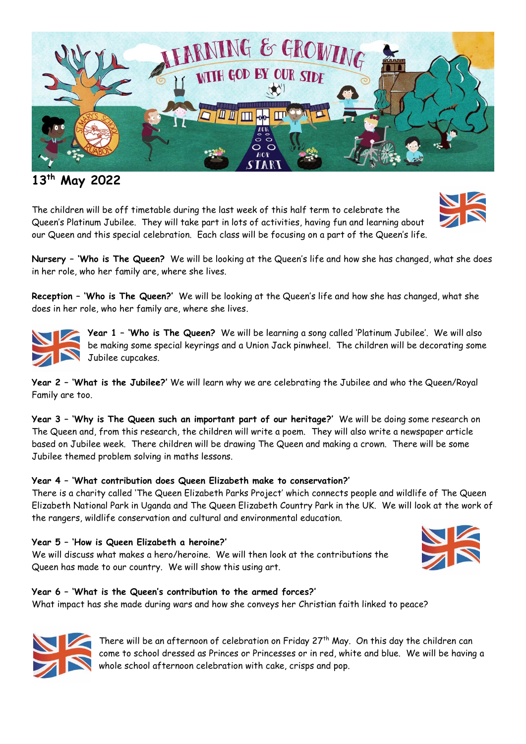## 13th May 2022

The children will be off timetable during the last week of this half term to celebrate the Queen's Platinum Jubilee. They will take part in lots of activities, having fun and learning about our Queen and this special celebration. Each class will be focusing on a part of the Queen's life.

**Nursery – 'Who is The Queen?** We will be looking at the Queen's life and how she has changed, what she does in her role, who her family are, where she lives.

**Reception – 'Who is The Queen?'** We will be looking at the Queen's life and how she has changed, what she does in her role, who her family are, where she lives.

**Year 1 – 'Who is The Queen?** We will be learning a song called 'Platinum Jubilee'. We will also be making some special keyrings and a Union Jack pinwheel. The children will be decorating some Jubilee cupcakes.

**Year 2 – 'What is the Jubilee?'** We will learn why we are celebrating the Jubilee and who the Queen/Royal Family are too.

**Year 3 – 'Why is The Queen such an important part of our heritage?'** We will be doing some research on The Queen and, from this research, the children will write a poem. They will also write a newspaper article based on Jubilee week. There children will be drawing The Queen and making a crown. There will be some Jubilee themed problem solving in maths lessons.

**Year 4 – 'What contribution does Queen Elizabeth make to conservation?'**
There is a charity called 'The Queen Elizabeth Parks Project' which connects people and wildlife of The Queen Elizabeth National Park in Uganda and The Queen Elizabeth Country Park in the UK. We will look at the work of the rangers, wildlife conservation and cultural and environmental education.

**Year 5 – 'How is Queen Elizabeth a heroine?'**
We will discuss what makes a hero/heroine. We will then look at the contributions the Queen has made to our country. We will show this using art.

**Year 6 – 'What is the Queen's contribution to the armed forces?'**
What impact has she made during wars and how she conveys her Christian faith linked to peace?

There will be an afternoon of celebration on Friday 27th May. On this day the children can come to school dressed as Princes or Princesses or in red, white and blue. We will be having a whole school afternoon celebration with cake, crisps and pop.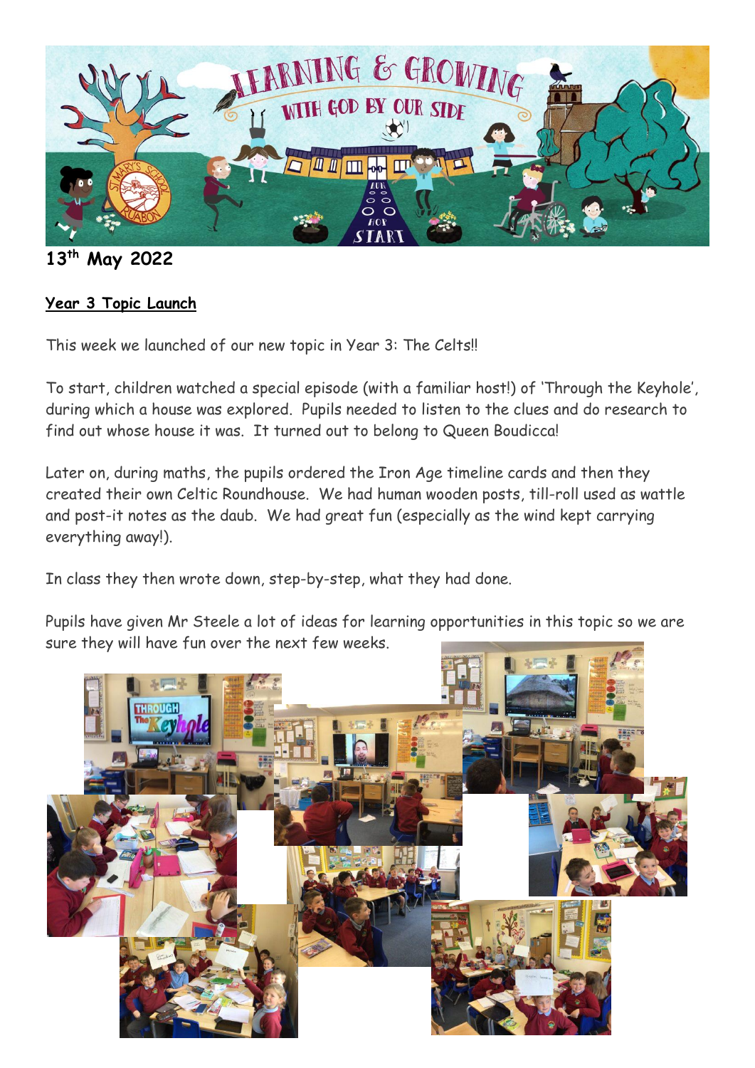**13th May 2022**

**Year 3 Topic Launch**

This week we launched of our new topic in Year 3: The Celts!!

To start, children watched a special episode (with a familiar host!) of 'Through the Keyhole', during which a house was explored. Pupils needed to listen to the clues and do research to find out whose house it was. It turned out to belong to Queen Boudicca!

Later on, during maths, the pupils ordered the Iron Age timeline cards and then they created their own Celtic Roundhouse. We had human wooden posts, till-roll used as wattle and post-it notes as the daub. We had great fun (especially as the wind kept carrying everything away!).

In class they then wrote down, step-by-step, what they had done.

Pupils have given Mr Steele a lot of ideas for learning opportunities in this topic so we are sure they will have fun over the next few weeks.